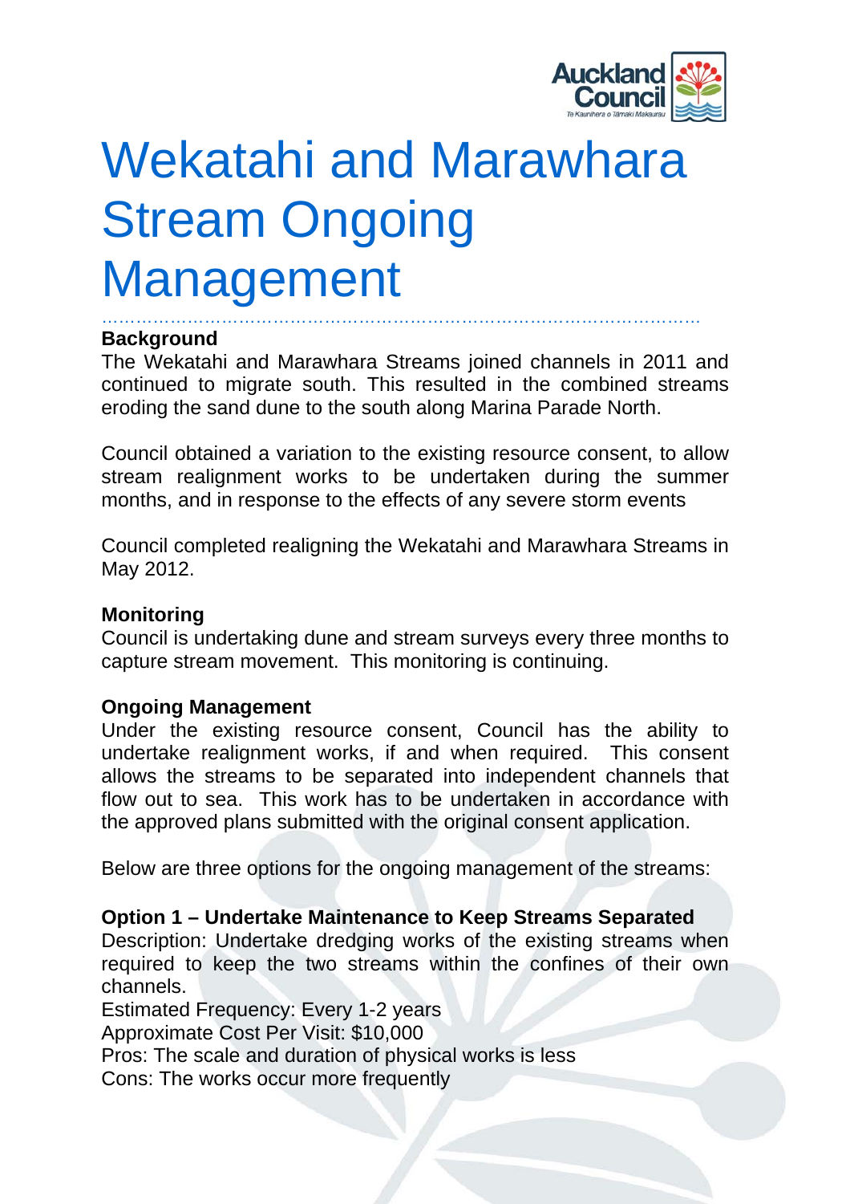# Wekatahi and Marawhara Stream Ongoing Management

**Background**

The Wekatahi and Marawhara Streams joined channels in 2011 and continued to migrate south. This resulted in the combined streams eroding the sand dune to the south along Marina Parade North.

Council obtained a variation to the existing resource consent, to allow stream realignment works to be undertaken during the summer months, and in response to the effects of any severe storm events

Council completed realigning the Wekatahi and Marawhara Streams in May 2012.

**Monitoring**

Council is undertaking dune and stream surveys every three months to capture stream movement. This monitoring is continuing.

**Ongoing Management**

Under the existing resource consent, Council has the ability to undertake realignment works, if and when required. This consent allows the streams to be separated into independent channels that flow out to sea. This work has to be undertaken in accordance with the approved plans submitted with the original consent application.

Below are three options for the ongoing management of the streams:

**Option 1 – Undertake Maintenance to Keep Streams Separated**

Description: Undertake dredging works of the existing streams when required to keep the two streams within the confines of their own channels.

Estimated Frequency: Every 1-2 years

Approximate Cost Per Visit: $10,000

Pros: The scale and duration of physical works is less

Cons: The works occur more frequently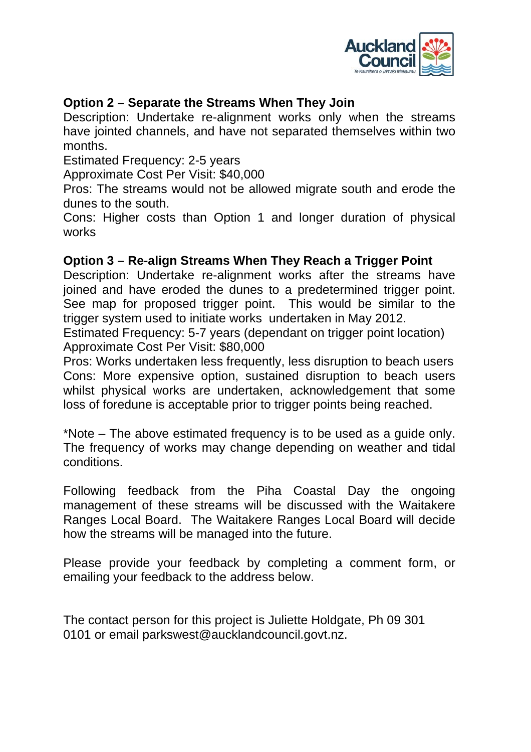**Option 2 – Separate the Streams When They Join**

Description: Undertake re-alignment works only when the streams have jointed channels, and have not separated themselves within two months.

Estimated Frequency: 2-5 years

Approximate Cost Per Visit: $40,000

Pros: The streams would not be allowed migrate south and erode the dunes to the south.

Cons: Higher costs than Option 1 and longer duration of physical works

**Option 3 – Re-align Streams When They Reach a Trigger Point**

Description: Undertake re-alignment works after the streams have joined and have eroded the dunes to a predetermined trigger point. See map for proposed trigger point. This would be similar to the trigger system used to initiate works undertaken in May 2012.

Estimated Frequency: 5-7 years (dependant on trigger point location)

Approximate Cost Per Visit: $80,000

Pros: Works undertaken less frequently, less disruption to beach users

Cons: More expensive option, sustained disruption to beach users whilst physical works are undertaken, acknowledgement that some loss of foredune is acceptable prior to trigger points being reached.

*Note – The above estimated frequency is to be used as a guide only. The frequency of works may change depending on weather and tidal conditions.

Following feedback from the Piha Coastal Day the ongoing management of these streams will be discussed with the Waitakere Ranges Local Board. The Waitakere Ranges Local Board will decide how the streams will be managed into the future.

Please provide your feedback by completing a comment form, or emailing your feedback to the address below.

The contact person for this project is Juliette Holdgate, Ph 09 301 0101 or email parkswest@aucklandcouncil.govt.nz.